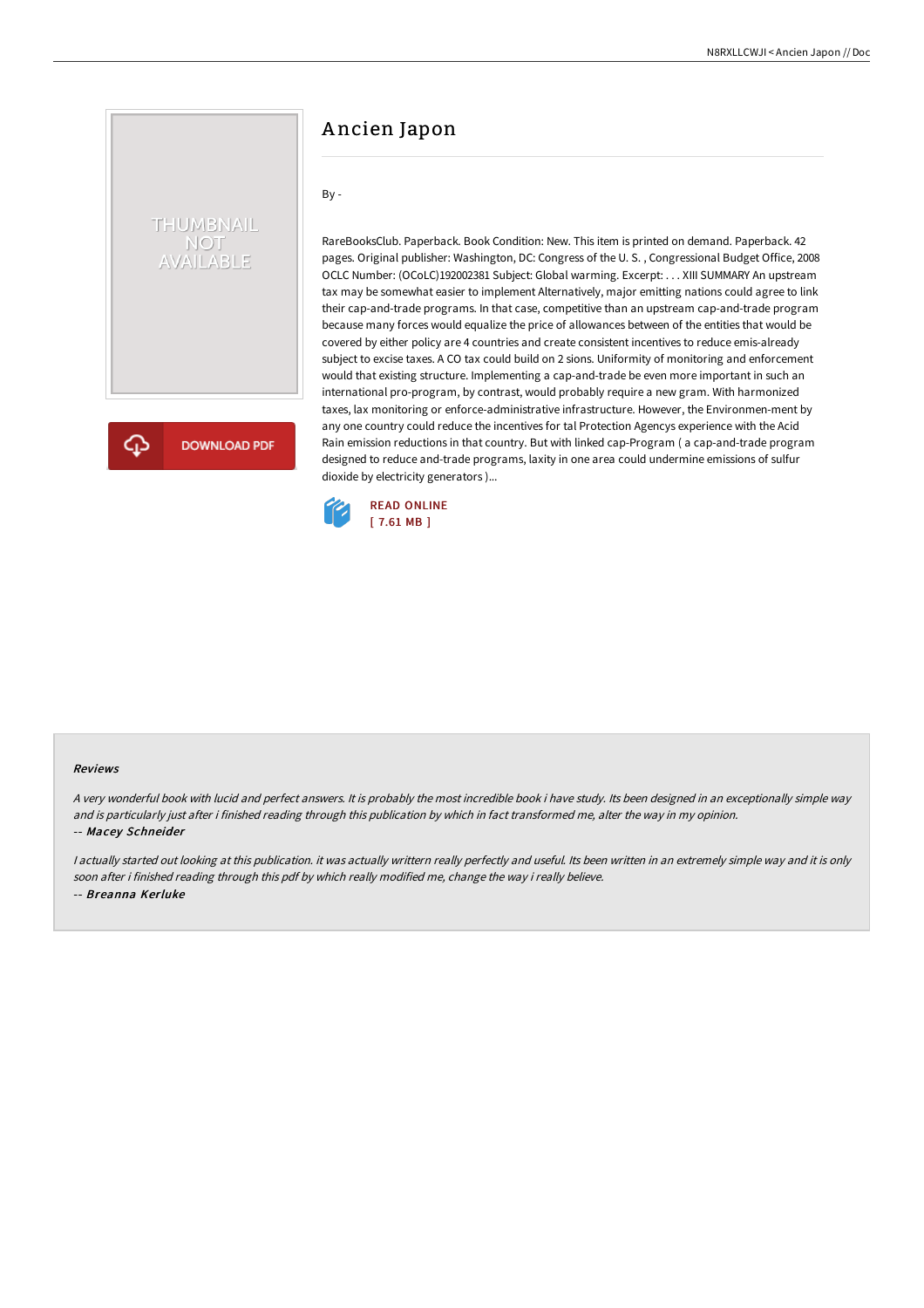# Ancien Japon

By -

RareBooksClub. Paperback. Book Condition: New. This item is printed on demand. Paperback. 42 pages. Original publisher: Washington, DC: Congress of the U. S. , Congressional Budget Office, 2008 OCLC Number: (OCoLC)192002381 Subject: Global warming. Excerpt: . . . XIII SUMMARY An upstream tax may be somewhat easier to implement Alternatively, major emitting nations could agree to link their cap-and-trade programs. In that case, competitive than an upstream cap-and-trade program because many forces would equalize the price of allowances between of the entities that would be covered by either policy are 4 countries and create consistent incentives to reduce emis-already subject to excise taxes. A CO tax could build on 2 sions. Uniformity of monitoring and enforcement would that existing structure. Implementing a cap-and-trade be even more important in such an international pro-program, by contrast, would probably require a new gram. With harmonized taxes, lax monitoring or enforce-administrative infrastructure. However, the Environmen-ment by any one country could reduce the incentives for tal Protection Agencys experience with the Acid Rain emission reductions in that country. But with linked cap-Program ( a cap-and-trade program designed to reduce and-trade programs, laxity in one area could undermine emissions of sulfur dioxide by electricity generators )...

READ ONLINE
[ 7.61 MB ]

### Reviews

*A very wonderful book with lucid and perfect answers. It is probably the most incredible book i have study. Its been designed in an exceptionally simple way and is particularly just after i finished reading through this publication by which in fact transformed me, alter the way in my opinion.*

-- *Macey Schneider*

*I actually started out looking at this publication. it was actually writtern really perfectly and useful. Its been written in an extremely simple way and it is only soon after i finished reading through this pdf by which really modified me, change the way i really believe.*

-- *Breanna Kerluke*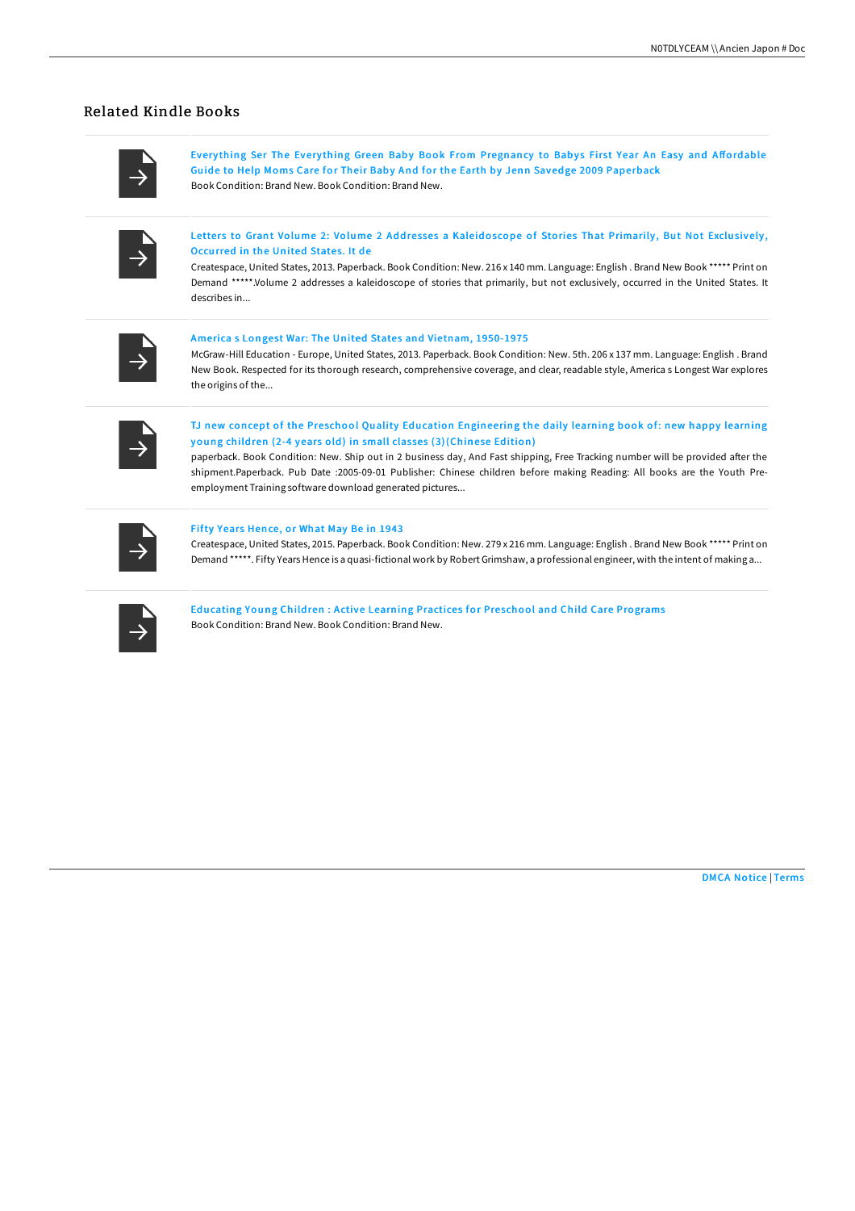## Related Kindle Books

**Everything Ser The Everything Green Baby Book From Pregnancy to Babys First Year An Easy and Affordable Guide to Help Moms Care for Their Baby And for the Earth by Jenn Savedge 2009 Paperback**

Book Condition: Brand New. Book Condition: Brand New.

**Letters to Grant Volume 2: Volume 2 Addresses a Kaleidoscope of Stories That Primarily, But Not Exclusively, Occurred in the United States. It de**

Createspace, United States, 2013. Paperback. Book Condition: New. 216 x 140 mm. Language: English . Brand New Book ***** Print on Demand *****.Volume 2 addresses a kaleidoscope of stories that primarily, but not exclusively, occurred in the United States. It describes in...

**America s Longest War: The United States and Vietnam, 1950-1975**

McGraw-Hill Education - Europe, United States, 2013. Paperback. Book Condition: New. 5th. 206 x 137 mm. Language: English . Brand New Book. Respected for its thorough research, comprehensive coverage, and clear, readable style, America s Longest War explores the origins of the...

**TJ new concept of the Preschool Quality Education Engineering the daily learning book of: new happy learning young children (2-4 years old) in small classes (3)(Chinese Edition)**

paperback. Book Condition: New. Ship out in 2 business day, And Fast shipping, Free Tracking number will be provided after the shipment.Paperback. Pub Date :2005-09-01 Publisher: Chinese children before making Reading: All books are the Youth Pre-employment Training software download generated pictures...

**Fifty Years Hence, or What May Be in 1943**

Createspace, United States, 2015. Paperback. Book Condition: New. 279 x 216 mm. Language: English . Brand New Book ***** Print on Demand *****. Fifty Years Hence is a quasi-fictional work by Robert Grimshaw, a professional engineer, with the intent of making a...

**Educating Young Children : Active Learning Practices for Preschool and Child Care Programs**

Book Condition: Brand New. Book Condition: Brand New.

DMCA Notice | Terms